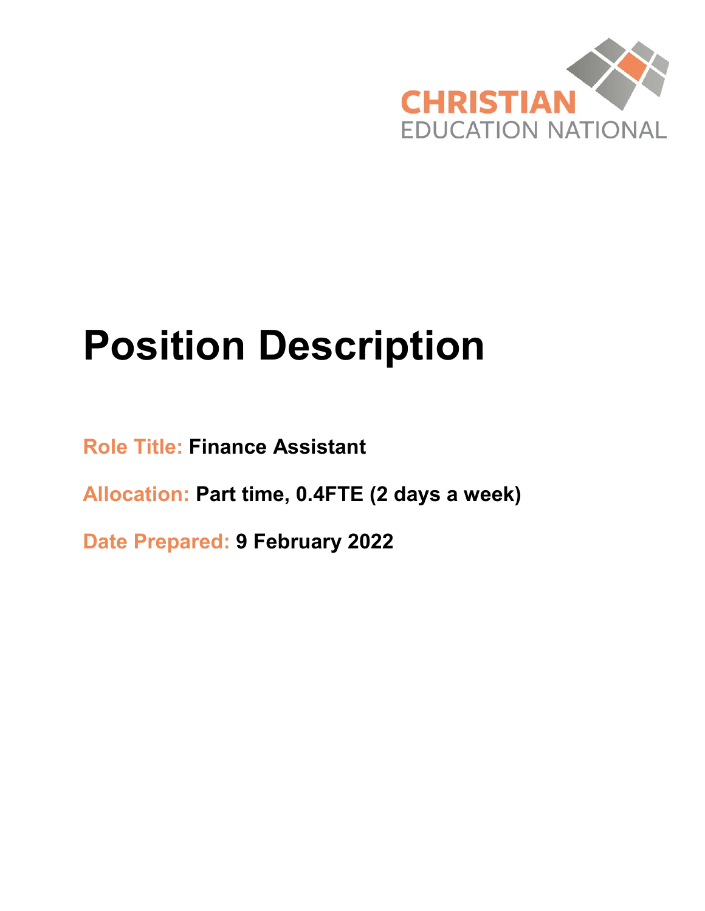CHRISTIAN EDUCATION NATIONAL

# Position Description

**Role Title:** **Finance Assistant**

**Allocation:** **Part time, 0.4FTE (2 days a week)**

**Date Prepared:** **9 February 2022**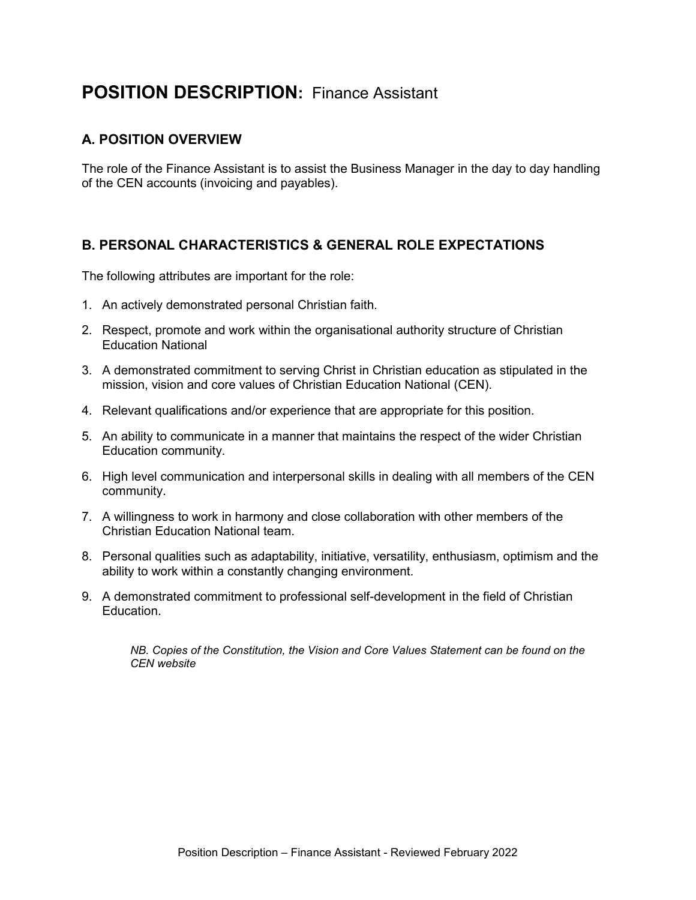# **POSITION DESCRIPTION:** Finance Assistant

## A. POSITION OVERVIEW

The role of the Finance Assistant is to assist the Business Manager in the day to day handling of the CEN accounts (invoicing and payables).

## B. PERSONAL CHARACTERISTICS & GENERAL ROLE EXPECTATIONS

The following attributes are important for the role:

1. An actively demonstrated personal Christian faith.
2. Respect, promote and work within the organisational authority structure of Christian Education National
3. A demonstrated commitment to serving Christ in Christian education as stipulated in the mission, vision and core values of Christian Education National (CEN).
4. Relevant qualifications and/or experience that are appropriate for this position.
5. An ability to communicate in a manner that maintains the respect of the wider Christian Education community.
6. High level communication and interpersonal skills in dealing with all members of the CEN community.
7. A willingness to work in harmony and close collaboration with other members of the Christian Education National team.
8. Personal qualities such as adaptability, initiative, versatility, enthusiasm, optimism and the ability to work within a constantly changing environment.
9. A demonstrated commitment to professional self-development in the field of Christian Education.

*NB. Copies of the Constitution, the Vision and Core Values Statement can be found on the CEN website*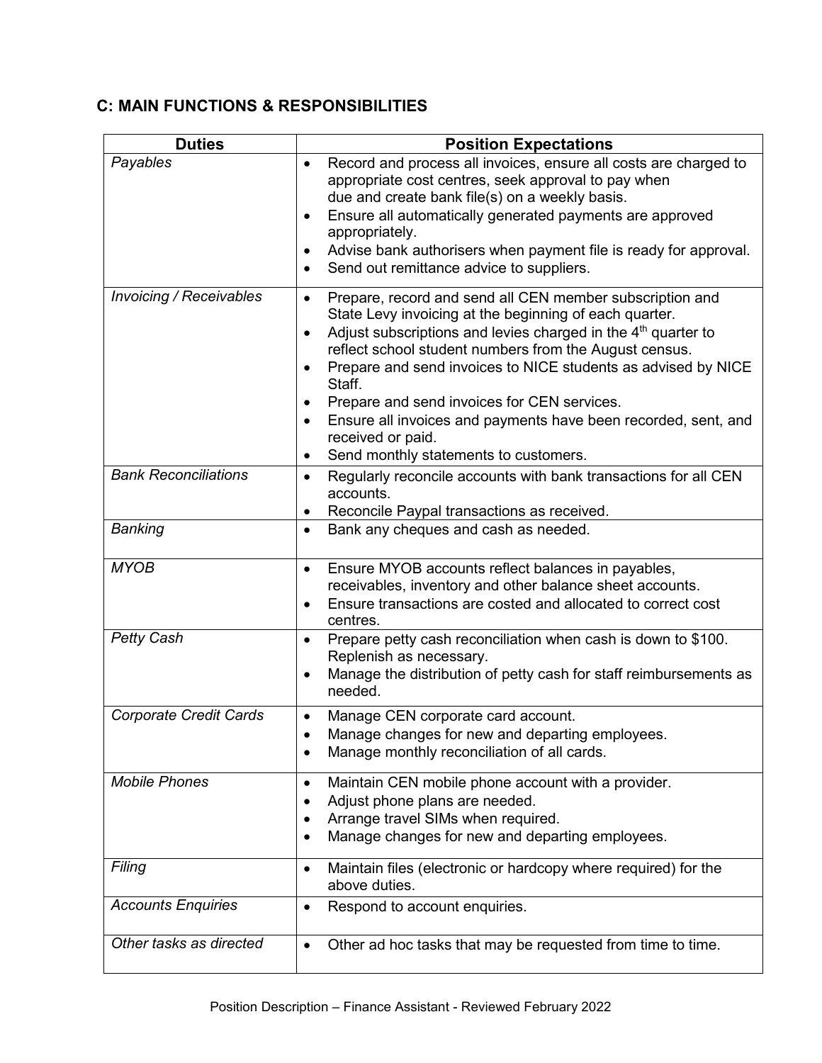## C: MAIN FUNCTIONS & RESPONSIBILITIES

| Duties | Position Expectations |
|---|---|
| *Payables* | • Record and process all invoices, ensure all costs are charged to appropriate cost centres, seek approval to pay when due and create bank file(s) on a weekly basis.<br>• Ensure all automatically generated payments are approved appropriately.<br>• Advise bank authorisers when payment file is ready for approval.<br>• Send out remittance advice to suppliers. |
| *Invoicing / Receivables* | • Prepare, record and send all CEN member subscription and State Levy invoicing at the beginning of each quarter.<br>• Adjust subscriptions and levies charged in the 4th quarter to reflect school student numbers from the August census.<br>• Prepare and send invoices to NICE students as advised by NICE Staff.<br>• Prepare and send invoices for CEN services.<br>• Ensure all invoices and payments have been recorded, sent, and received or paid.<br>• Send monthly statements to customers. |
| *Bank Reconciliations* | • Regularly reconcile accounts with bank transactions for all CEN accounts.<br>• Reconcile Paypal transactions as received. |
| *Banking* | • Bank any cheques and cash as needed. |
| *MYOB* | • Ensure MYOB accounts reflect balances in payables, receivables, inventory and other balance sheet accounts.<br>• Ensure transactions are costed and allocated to correct cost centres. |
| *Petty Cash* | • Prepare petty cash reconciliation when cash is down to $100. Replenish as necessary.<br>• Manage the distribution of petty cash for staff reimbursements as needed. |
| *Corporate Credit Cards* | • Manage CEN corporate card account.<br>• Manage changes for new and departing employees.<br>• Manage monthly reconciliation of all cards. |
| *Mobile Phones* | • Maintain CEN mobile phone account with a provider.<br>• Adjust phone plans are needed.<br>• Arrange travel SIMs when required.<br>• Manage changes for new and departing employees. |
| *Filing* | • Maintain files (electronic or hardcopy where required) for the above duties. |
| *Accounts Enquiries* | • Respond to account enquiries. |
| *Other tasks as directed* | • Other ad hoc tasks that may be requested from time to time. |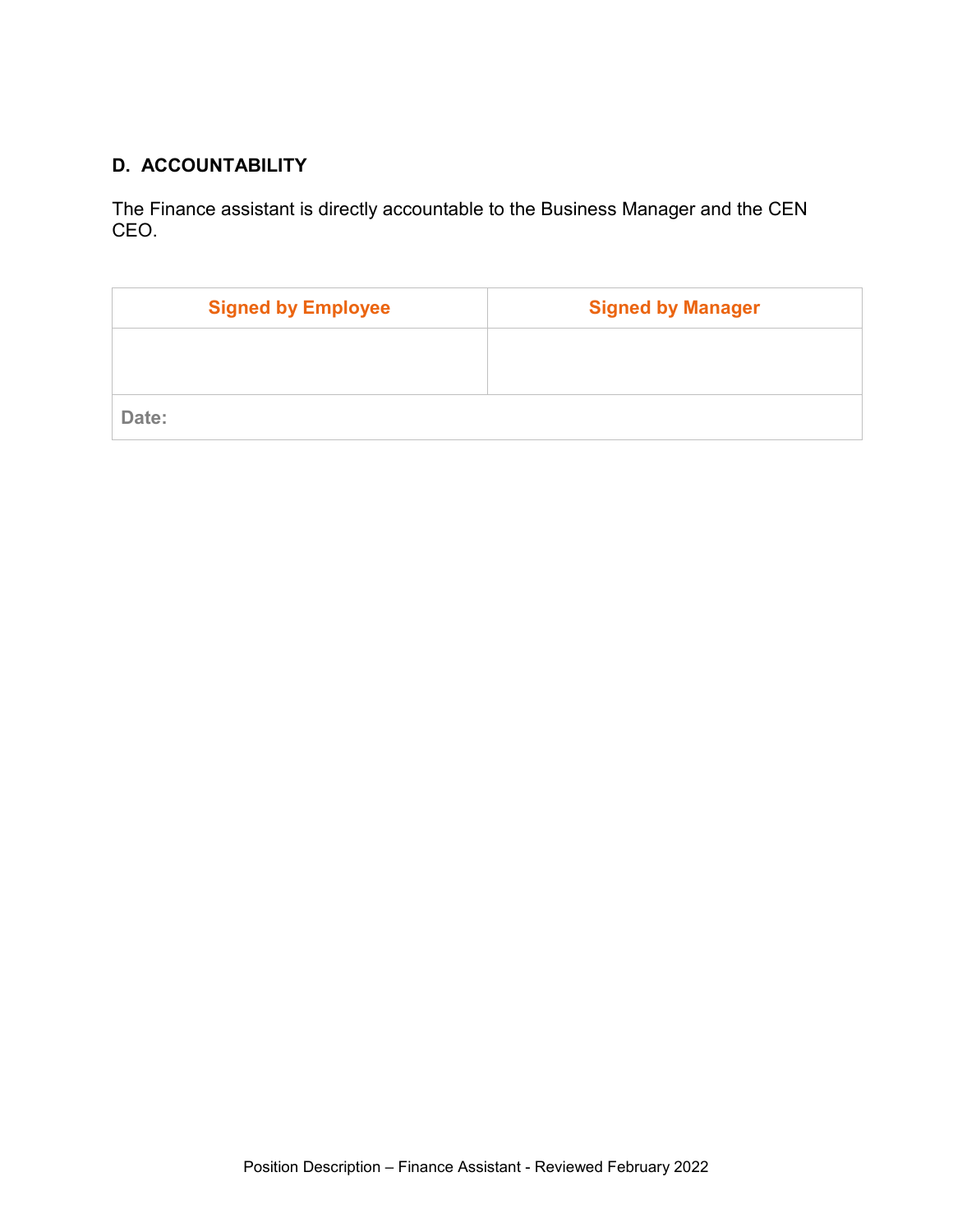## D. ACCOUNTABILITY

The Finance assistant is directly accountable to the Business Manager and the CEN CEO.

| Signed by Employee | Signed by Manager |
|---|---|
| | |
| Date: | |